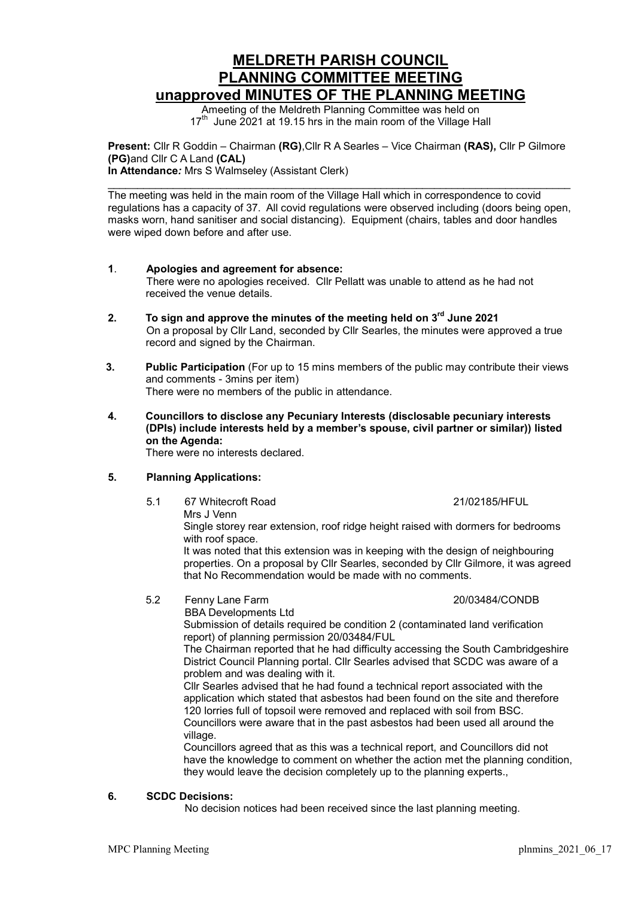# MELDRETH PARISH COUNCIL
# PLANNING COMMITTEE MEETING
# unapproved MINUTES OF THE PLANNING MEETING

Ameeting of the Meldreth Planning Committee was held on 17th June 2021 at 19.15 hrs in the main room of the Village Hall

**Present:** Cllr R Goddin – Chairman **(RG)**,Cllr R A Searles – Vice Chairman **(RAS),** Cllr P Gilmore **(PG)**and Cllr C A Land **(CAL)**
**In Attendance***:* Mrs S Walmseley (Assistant Clerk)

---

The meeting was held in the main room of the Village Hall which in correspondence to covid regulations has a capacity of 37. All covid regulations were observed including (doors being open, masks worn, hand sanitiser and social distancing). Equipment (chairs, tables and door handles were wiped down before and after use.

**1**. **Apologies and agreement for absence:**
There were no apologies received. Cllr Pellatt was unable to attend as he had not received the venue details.

**2. To sign and approve the minutes of the meeting held on 3rd June 2021**
On a proposal by Cllr Land, seconded by Cllr Searles, the minutes were approved a true record and signed by the Chairman.

**3. Public Participation** (For up to 15 mins members of the public may contribute their views and comments - 3mins per item)
There were no members of the public in attendance.

**4. Councillors to disclose any Pecuniary Interests (disclosable pecuniary interests (DPIs) include interests held by a member's spouse, civil partner or similar)) listed on the Agenda:**
There were no interests declared.

**5. Planning Applications:**

5.1 67 Whitecroft Road 21/02185/HFUL
Mrs J Venn
Single storey rear extension, roof ridge height raised with dormers for bedrooms with roof space.
It was noted that this extension was in keeping with the design of neighbouring properties. On a proposal by Cllr Searles, seconded by Cllr Gilmore, it was agreed that No Recommendation would be made with no comments.

5.2 Fenny Lane Farm 20/03484/CONDB
BBA Developments Ltd
Submission of details required be condition 2 (contaminated land verification report) of planning permission 20/03484/FUL
The Chairman reported that he had difficulty accessing the South Cambridgeshire District Council Planning portal. Cllr Searles advised that SCDC was aware of a problem and was dealing with it.
Cllr Searles advised that he had found a technical report associated with the application which stated that asbestos had been found on the site and therefore 120 lorries full of topsoil were removed and replaced with soil from BSC.
Councillors were aware that in the past asbestos had been used all around the village.
Councillors agreed that as this was a technical report, and Councillors did not have the knowledge to comment on whether the action met the planning condition, they would leave the decision completely up to the planning experts.,

**6. SCDC Decisions:**
No decision notices had been received since the last planning meeting.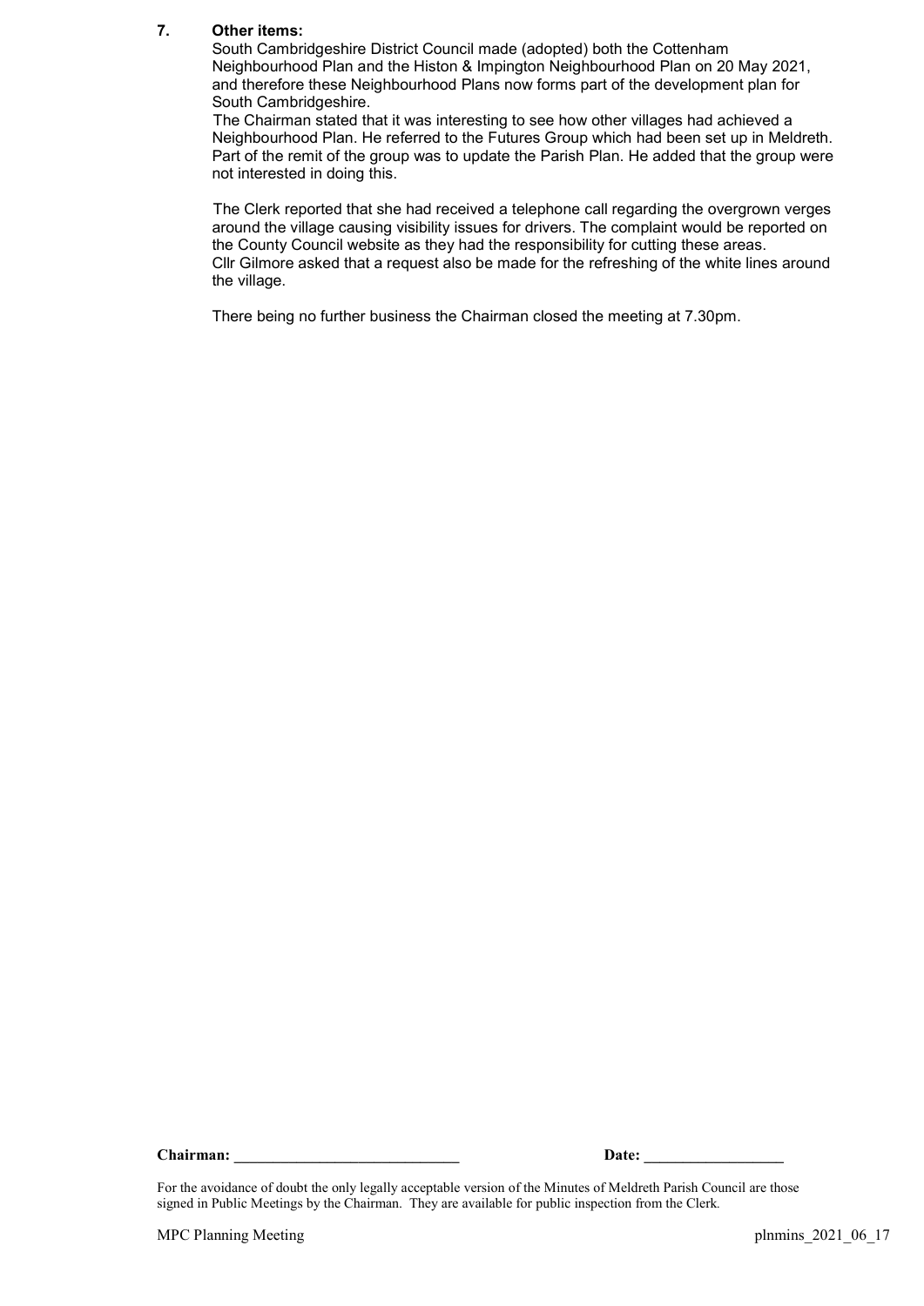**7. Other items:**

South Cambridgeshire District Council made (adopted) both the Cottenham Neighbourhood Plan and the Histon & Impington Neighbourhood Plan on 20 May 2021, and therefore these Neighbourhood Plans now forms part of the development plan for South Cambridgeshire.

The Chairman stated that it was interesting to see how other villages had achieved a Neighbourhood Plan. He referred to the Futures Group which had been set up in Meldreth. Part of the remit of the group was to update the Parish Plan. He added that the group were not interested in doing this.

The Clerk reported that she had received a telephone call regarding the overgrown verges around the village causing visibility issues for drivers. The complaint would be reported on the County Council website as they had the responsibility for cutting these areas.
Cllr Gilmore asked that a request also be made for the refreshing of the white lines around the village.

There being no further business the Chairman closed the meeting at 7.30pm.

**Chairman: ____________________________** **Date: _________________**

For the avoidance of doubt the only legally acceptable version of the Minutes of Meldreth Parish Council are those signed in Public Meetings by the Chairman. They are available for public inspection from the Clerk.